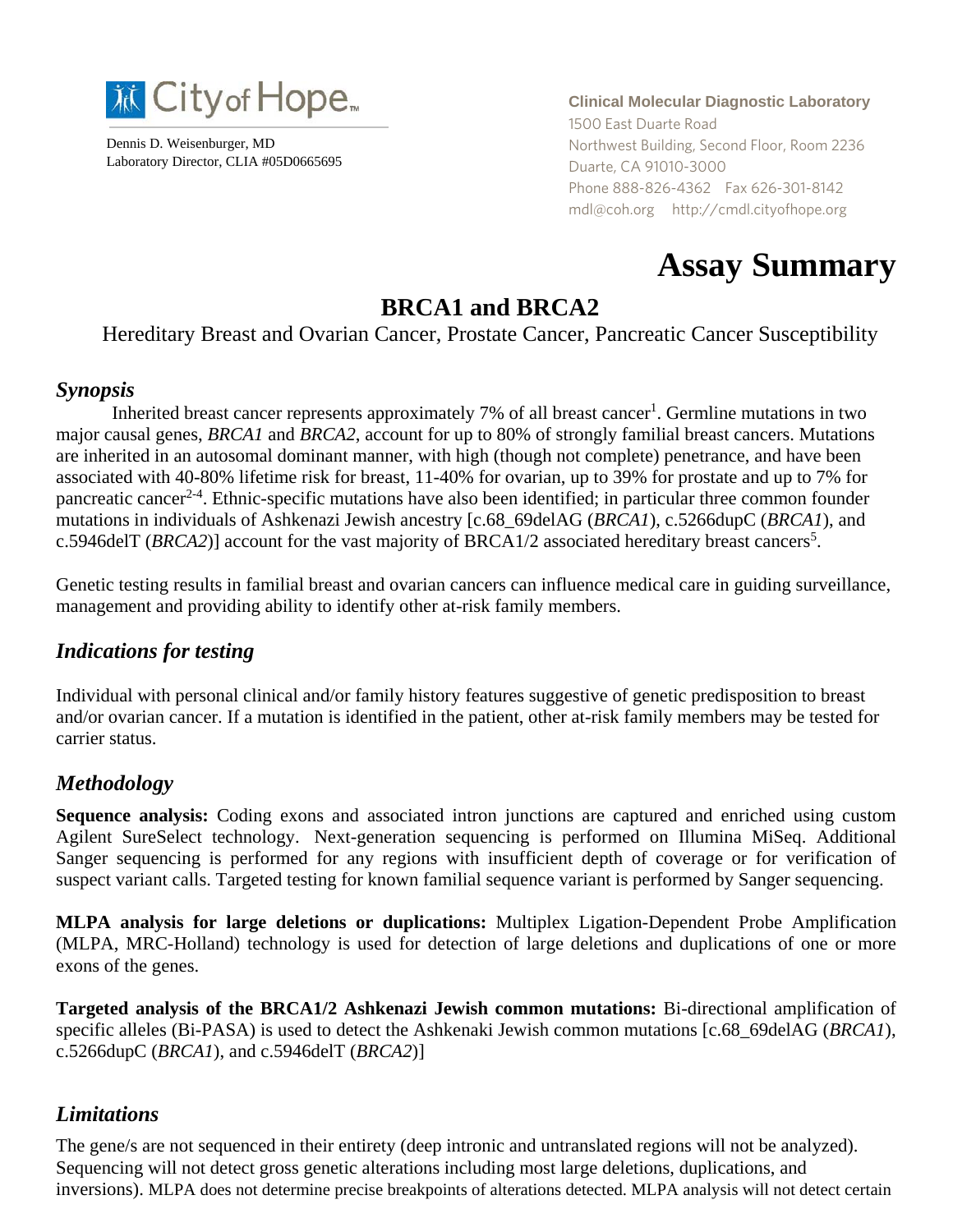City of Hope

Dennis D. Weisenburger, MD
Laboratory Director, CLIA #05D0665695

**Clinical Molecular Diagnostic Laboratory**
1500 East Duarte Road
Northwest Building, Second Floor, Room 2236
Duarte, CA 91010-3000
Phone 888-826-4362 Fax 626-301-8142
mdl@coh.org http://cmdl.cityofhope.org

# Assay Summary

## BRCA1 and BRCA2

Hereditary Breast and Ovarian Cancer, Prostate Cancer, Pancreatic Cancer Susceptibility

### *Synopsis*

Inherited breast cancer represents approximately 7% of all breast cancer[1]. Germline mutations in two major causal genes, *BRCA1* and *BRCA2*, account for up to 80% of strongly familial breast cancers. Mutations are inherited in an autosomal dominant manner, with high (though not complete) penetrance, and have been associated with 40-80% lifetime risk for breast, 11-40% for ovarian, up to 39% for prostate and up to 7% for pancreatic cancer[2-4]. Ethnic-specific mutations have also been identified; in particular three common founder mutations in individuals of Ashkenazi Jewish ancestry [c.68_69delAG (*BRCA1*), c.5266dupC (*BRCA1*), and c.5946delT (*BRCA2*)] account for the vast majority of BRCA1/2 associated hereditary breast cancers[5].

Genetic testing results in familial breast and ovarian cancers can influence medical care in guiding surveillance, management and providing ability to identify other at-risk family members.

### *Indications for testing*

Individual with personal clinical and/or family history features suggestive of genetic predisposition to breast and/or ovarian cancer. If a mutation is identified in the patient, other at-risk family members may be tested for carrier status.

### *Methodology*

**Sequence analysis:** Coding exons and associated intron junctions are captured and enriched using custom Agilent SureSelect technology. Next-generation sequencing is performed on Illumina MiSeq. Additional Sanger sequencing is performed for any regions with insufficient depth of coverage or for verification of suspect variant calls. Targeted testing for known familial sequence variant is performed by Sanger sequencing.

**MLPA analysis for large deletions or duplications:** Multiplex Ligation-Dependent Probe Amplification (MLPA, MRC-Holland) technology is used for detection of large deletions and duplications of one or more exons of the genes.

**Targeted analysis of the BRCA1/2 Ashkenazi Jewish common mutations:** Bi-directional amplification of specific alleles (Bi-PASA) is used to detect the Ashkenaki Jewish common mutations [c.68_69delAG (*BRCA1*), c.5266dupC (*BRCA1*), and c.5946delT (*BRCA2*)]

### *Limitations*

The gene/s are not sequenced in their entirety (deep intronic and untranslated regions will not be analyzed). Sequencing will not detect gross genetic alterations including most large deletions, duplications, and inversions). MLPA does not determine precise breakpoints of alterations detected. MLPA analysis will not detect certain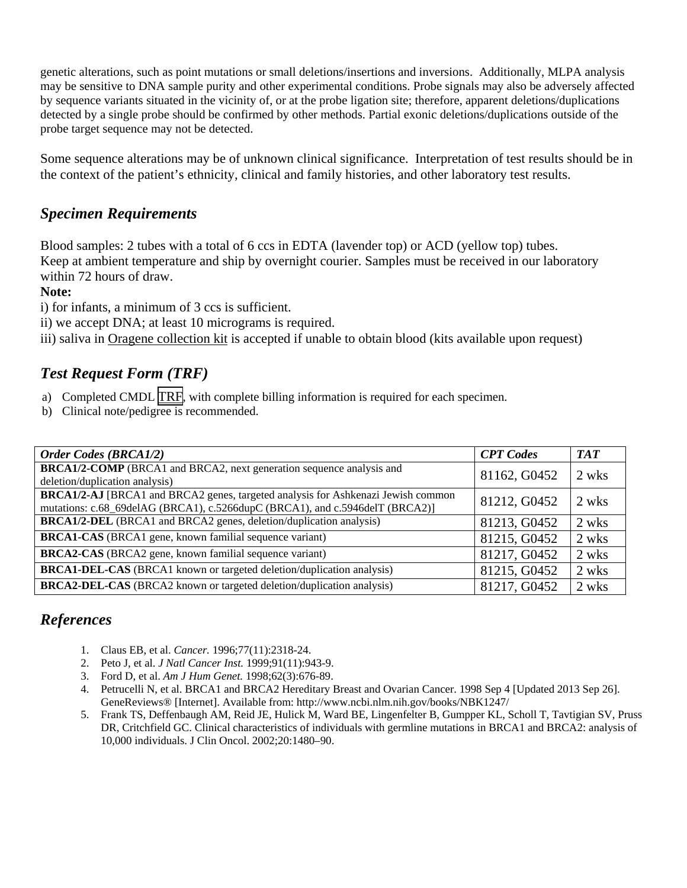genetic alterations, such as point mutations or small deletions/insertions and inversions. Additionally, MLPA analysis may be sensitive to DNA sample purity and other experimental conditions. Probe signals may also be adversely affected by sequence variants situated in the vicinity of, or at the probe ligation site; therefore, apparent deletions/duplications detected by a single probe should be confirmed by other methods. Partial exonic deletions/duplications outside of the probe target sequence may not be detected.

Some sequence alterations may be of unknown clinical significance. Interpretation of test results should be in the context of the patient's ethnicity, clinical and family histories, and other laboratory test results.

## *Specimen Requirements*

Blood samples: 2 tubes with a total of 6 ccs in EDTA (lavender top) or ACD (yellow top) tubes.
Keep at ambient temperature and ship by overnight courier. Samples must be received in our laboratory within 72 hours of draw.

**Note:**

i) for infants, a minimum of 3 ccs is sufficient.
ii) we accept DNA; at least 10 micrograms is required.
iii) saliva in Oragene collection kit is accepted if unable to obtain blood (kits available upon request)

## *Test Request Form (TRF)*

a) Completed CMDL TRF, with complete billing information is required for each specimen.
b) Clinical note/pedigree is recommended.

| ***Order Codes (BRCA1/2)*** | ***CPT Codes*** | ***TAT*** |
|---|---|---|
| **BRCA1/2-COMP** (BRCA1 and BRCA2, next generation sequence analysis and deletion/duplication analysis) | 81162, G0452 | 2 wks |
| **BRCA1/2-AJ** [BRCA1 and BRCA2 genes, targeted analysis for Ashkenazi Jewish common mutations: c.68_69delAG (BRCA1), c.5266dupC (BRCA1), and c.5946delT (BRCA2)] | 81212, G0452 | 2 wks |
| **BRCA1/2-DEL** (BRCA1 and BRCA2 genes, deletion/duplication analysis) | 81213, G0452 | 2 wks |
| **BRCA1-CAS** (BRCA1 gene, known familial sequence variant) | 81215, G0452 | 2 wks |
| **BRCA2-CAS** (BRCA2 gene, known familial sequence variant) | 81217, G0452 | 2 wks |
| **BRCA1-DEL-CAS** (BRCA1 known or targeted deletion/duplication analysis) | 81215, G0452 | 2 wks |
| **BRCA2-DEL-CAS** (BRCA2 known or targeted deletion/duplication analysis) | 81217, G0452 | 2 wks |

## *References*

1. Claus EB, et al. *Cancer.* 1996;77(11):2318-24.
2. Peto J, et al. *J Natl Cancer Inst.* 1999;91(11):943-9.
3. Ford D, et al. *Am J Hum Genet.* 1998;62(3):676-89.
4. Petrucelli N, et al. BRCA1 and BRCA2 Hereditary Breast and Ovarian Cancer. 1998 Sep 4 [Updated 2013 Sep 26]. GeneReviews® [Internet]. Available from: http://www.ncbi.nlm.nih.gov/books/NBK1247/
5. Frank TS, Deffenbaugh AM, Reid JE, Hulick M, Ward BE, Lingenfelter B, Gumpper KL, Scholl T, Tavtigian SV, Pruss DR, Critchfield GC. Clinical characteristics of individuals with germline mutations in BRCA1 and BRCA2: analysis of 10,000 individuals. J Clin Oncol. 2002;20:1480–90.